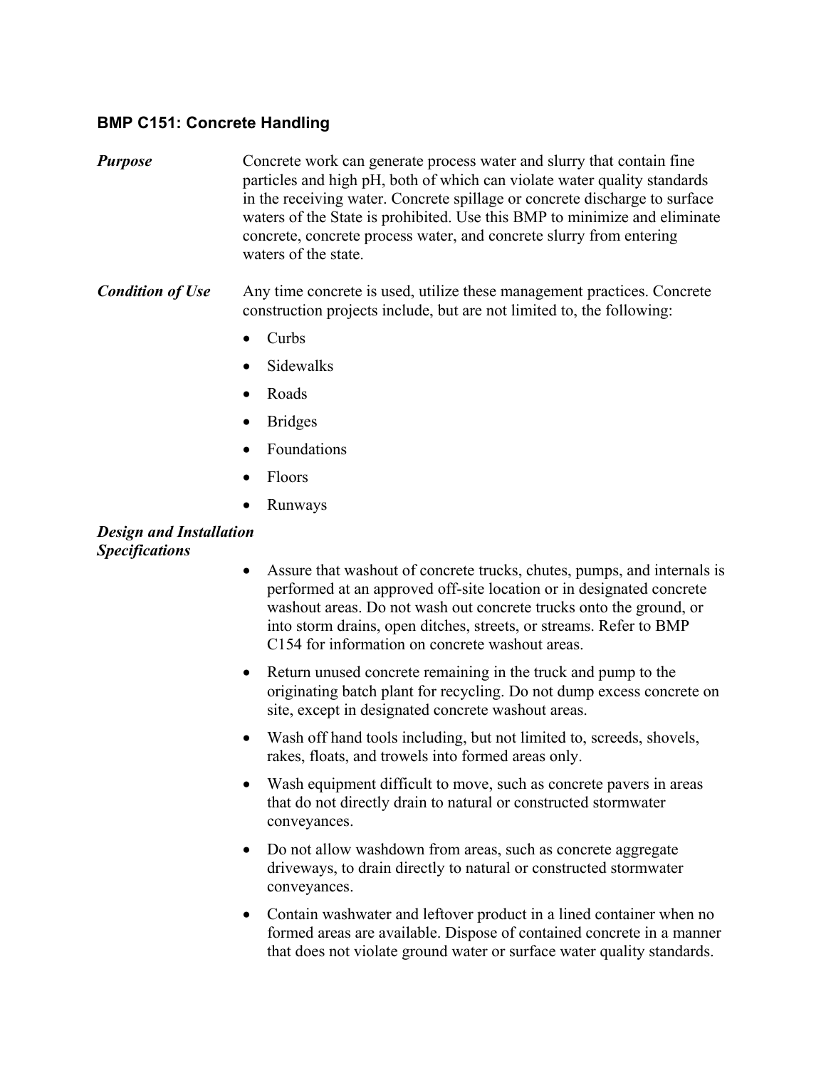## BMP C151: Concrete Handling

***Purpose***

Concrete work can generate process water and slurry that contain fine particles and high pH, both of which can violate water quality standards in the receiving water. Concrete spillage or concrete discharge to surface waters of the State is prohibited. Use this BMP to minimize and eliminate concrete, concrete process water, and concrete slurry from entering waters of the state.

***Condition of Use***

Any time concrete is used, utilize these management practices. Concrete construction projects include, but are not limited to, the following:

- Curbs
- Sidewalks
- Roads
- Bridges
- Foundations
- Floors
- Runways

***Design and Installation Specifications***

- Assure that washout of concrete trucks, chutes, pumps, and internals is performed at an approved off-site location or in designated concrete washout areas. Do not wash out concrete trucks onto the ground, or into storm drains, open ditches, streets, or streams. Refer to BMP C154 for information on concrete washout areas.
- Return unused concrete remaining in the truck and pump to the originating batch plant for recycling. Do not dump excess concrete on site, except in designated concrete washout areas.
- Wash off hand tools including, but not limited to, screeds, shovels, rakes, floats, and trowels into formed areas only.
- Wash equipment difficult to move, such as concrete pavers in areas that do not directly drain to natural or constructed stormwater conveyances.
- Do not allow washdown from areas, such as concrete aggregate driveways, to drain directly to natural or constructed stormwater conveyances.
- Contain washwater and leftover product in a lined container when no formed areas are available. Dispose of contained concrete in a manner that does not violate ground water or surface water quality standards.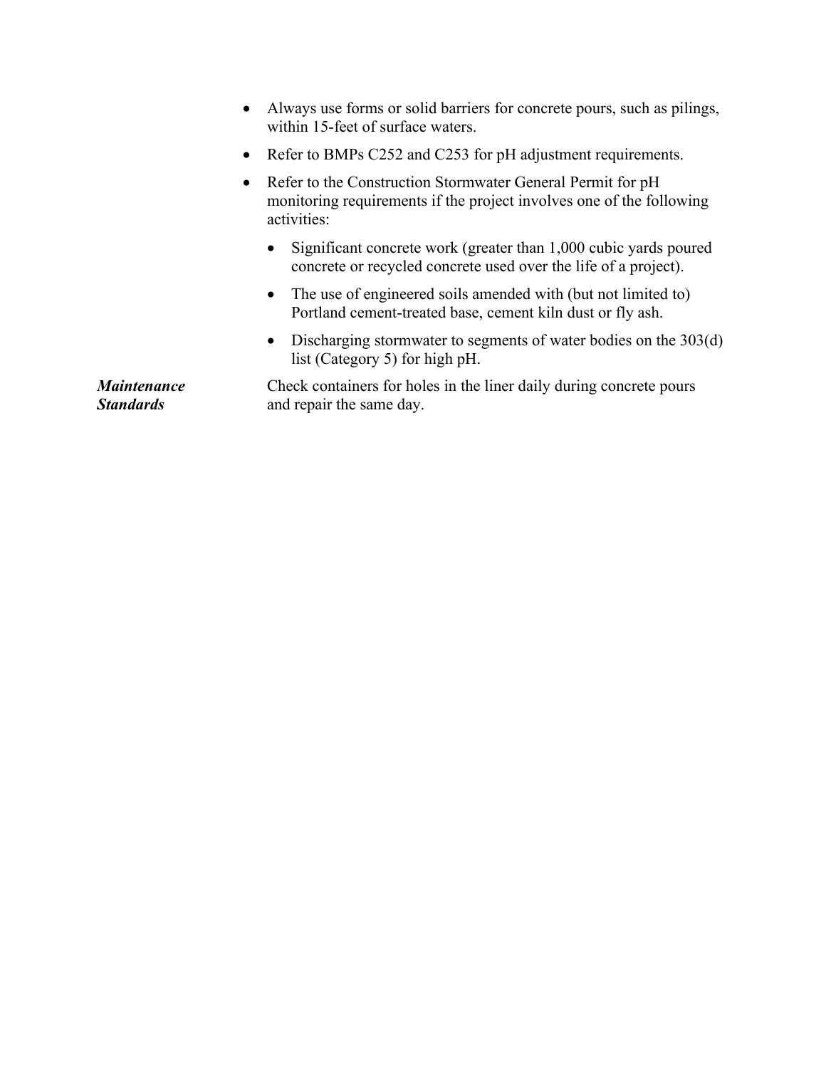- Always use forms or solid barriers for concrete pours, such as pilings, within 15-feet of surface waters.
- Refer to BMPs C252 and C253 for pH adjustment requirements.
- Refer to the Construction Stormwater General Permit for pH monitoring requirements if the project involves one of the following activities:
  - Significant concrete work (greater than 1,000 cubic yards poured concrete or recycled concrete used over the life of a project).
  - The use of engineered soils amended with (but not limited to) Portland cement-treated base, cement kiln dust or fly ash.
  - Discharging stormwater to segments of water bodies on the 303(d) list (Category 5) for high pH.

***Maintenance Standards***

Check containers for holes in the liner daily during concrete pours and repair the same day.